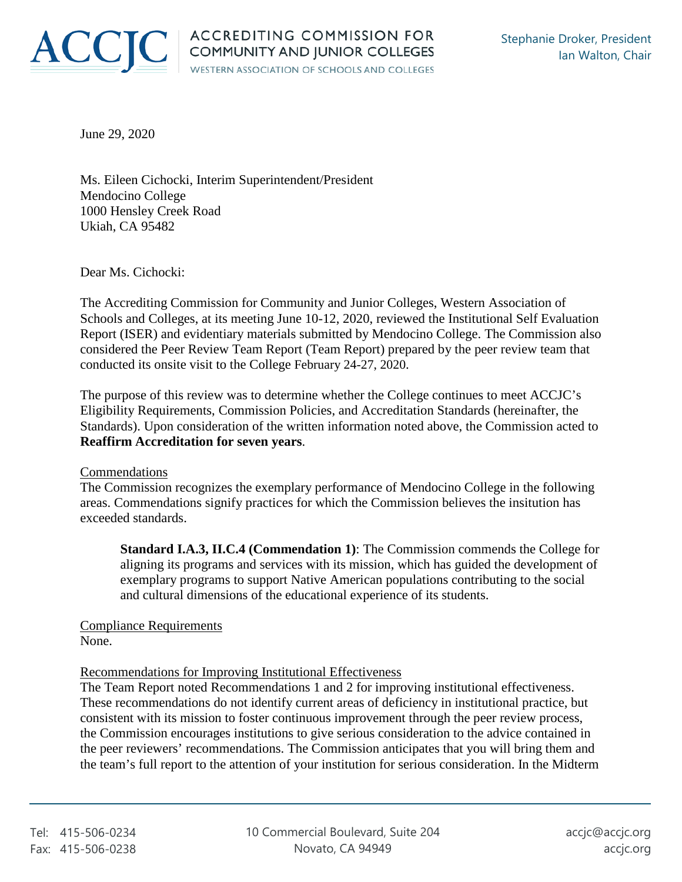ACCJC ACCREDITING COMMISSION FOR COMMUNITY AND JUNIOR COLLEGES
WESTERN ASSOCIATION OF SCHOOLS AND COLLEGES

Stephanie Droker, President
Ian Walton, Chair

June 29, 2020

Ms. Eileen Cichocki, Interim Superintendent/President
Mendocino College
1000 Hensley Creek Road
Ukiah, CA 95482

Dear Ms. Cichocki:

The Accrediting Commission for Community and Junior Colleges, Western Association of Schools and Colleges, at its meeting June 10-12, 2020, reviewed the Institutional Self Evaluation Report (ISER) and evidentiary materials submitted by Mendocino College. The Commission also considered the Peer Review Team Report (Team Report) prepared by the peer review team that conducted its onsite visit to the College February 24-27, 2020.

The purpose of this review was to determine whether the College continues to meet ACCJC's Eligibility Requirements, Commission Policies, and Accreditation Standards (hereinafter, the Standards). Upon consideration of the written information noted above, the Commission acted to **Reaffirm Accreditation for seven years**.

Commendations
The Commission recognizes the exemplary performance of Mendocino College in the following areas. Commendations signify practices for which the Commission believes the insitution has exceeded standards.

> **Standard I.A.3, II.C.4 (Commendation 1)**: The Commission commends the College for aligning its programs and services with its mission, which has guided the development of exemplary programs to support Native American populations contributing to the social and cultural dimensions of the educational experience of its students.

Compliance Requirements
None.

Recommendations for Improving Institutional Effectiveness
The Team Report noted Recommendations 1 and 2 for improving institutional effectiveness. These recommendations do not identify current areas of deficiency in institutional practice, but consistent with its mission to foster continuous improvement through the peer review process, the Commission encourages institutions to give serious consideration to the advice contained in the peer reviewers' recommendations. The Commission anticipates that you will bring them and the team's full report to the attention of your institution for serious consideration. In the Midterm

Tel: 415-506-0234
Fax: 415-506-0238
10 Commercial Boulevard, Suite 204
Novato, CA 94949
accjc@accjc.org
accjc.org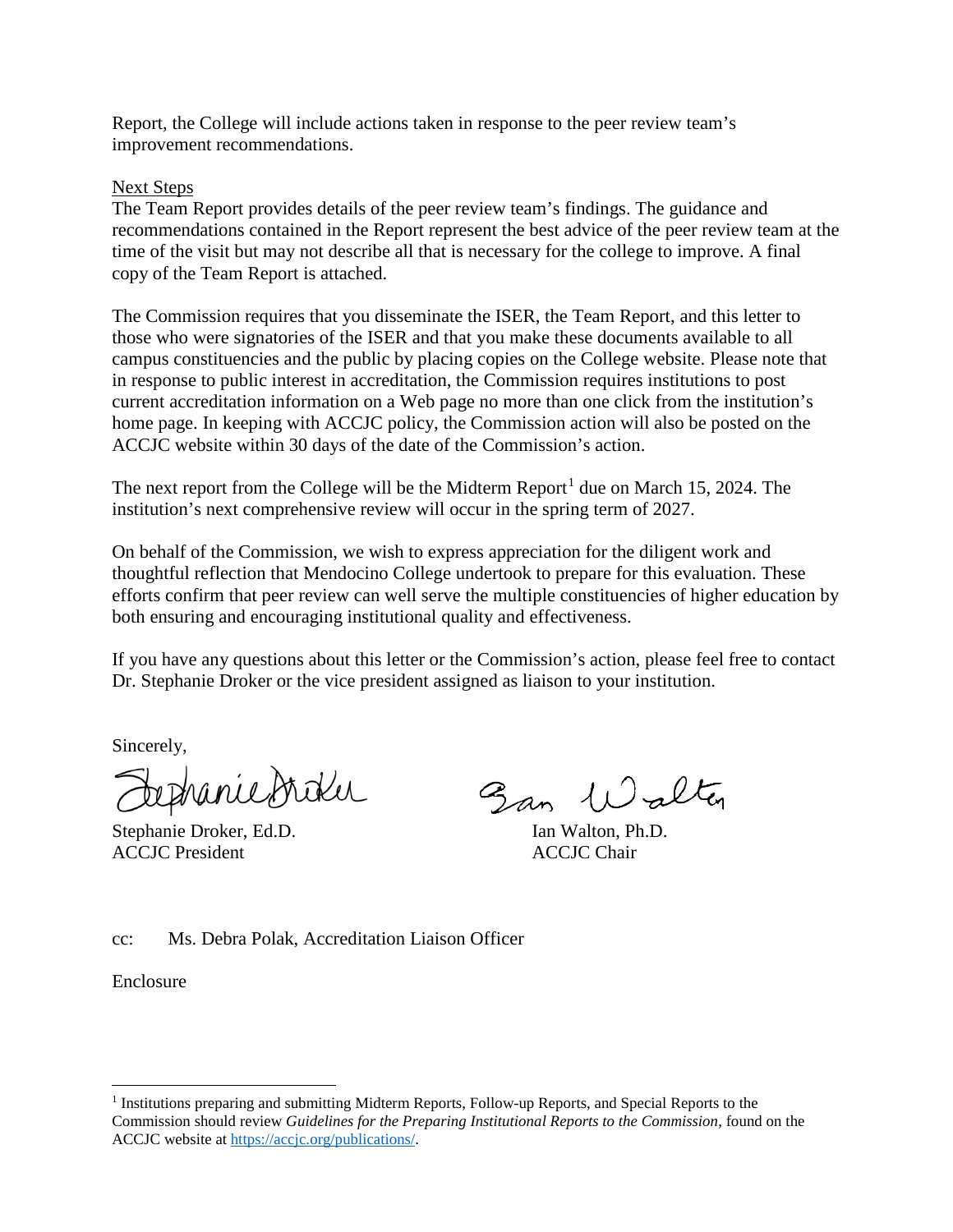Report, the College will include actions taken in response to the peer review team's improvement recommendations.

Next Steps

The Team Report provides details of the peer review team's findings. The guidance and recommendations contained in the Report represent the best advice of the peer review team at the time of the visit but may not describe all that is necessary for the college to improve. A final copy of the Team Report is attached.

The Commission requires that you disseminate the ISER, the Team Report, and this letter to those who were signatories of the ISER and that you make these documents available to all campus constituencies and the public by placing copies on the College website. Please note that in response to public interest in accreditation, the Commission requires institutions to post current accreditation information on a Web page no more than one click from the institution's home page. In keeping with ACCJC policy, the Commission action will also be posted on the ACCJC website within 30 days of the date of the Commission's action.

The next report from the College will be the Midterm Report[1] due on March 15, 2024. The institution's next comprehensive review will occur in the spring term of 2027.

On behalf of the Commission, we wish to express appreciation for the diligent work and thoughtful reflection that Mendocino College undertook to prepare for this evaluation. These efforts confirm that peer review can well serve the multiple constituencies of higher education by both ensuring and encouraging institutional quality and effectiveness.

If you have any questions about this letter or the Commission's action, please feel free to contact Dr. Stephanie Droker or the vice president assigned as liaison to your institution.

Sincerely,

Stephanie Droker, Ed.D.
ACCJC President

Ian Walton, Ph.D.
ACCJC Chair

cc: Ms. Debra Polak, Accreditation Liaison Officer

Enclosure

[1] Institutions preparing and submitting Midterm Reports, Follow-up Reports, and Special Reports to the Commission should review *Guidelines for the Preparing Institutional Reports to the Commission*, found on the ACCJC website at https://accjc.org/publications/.